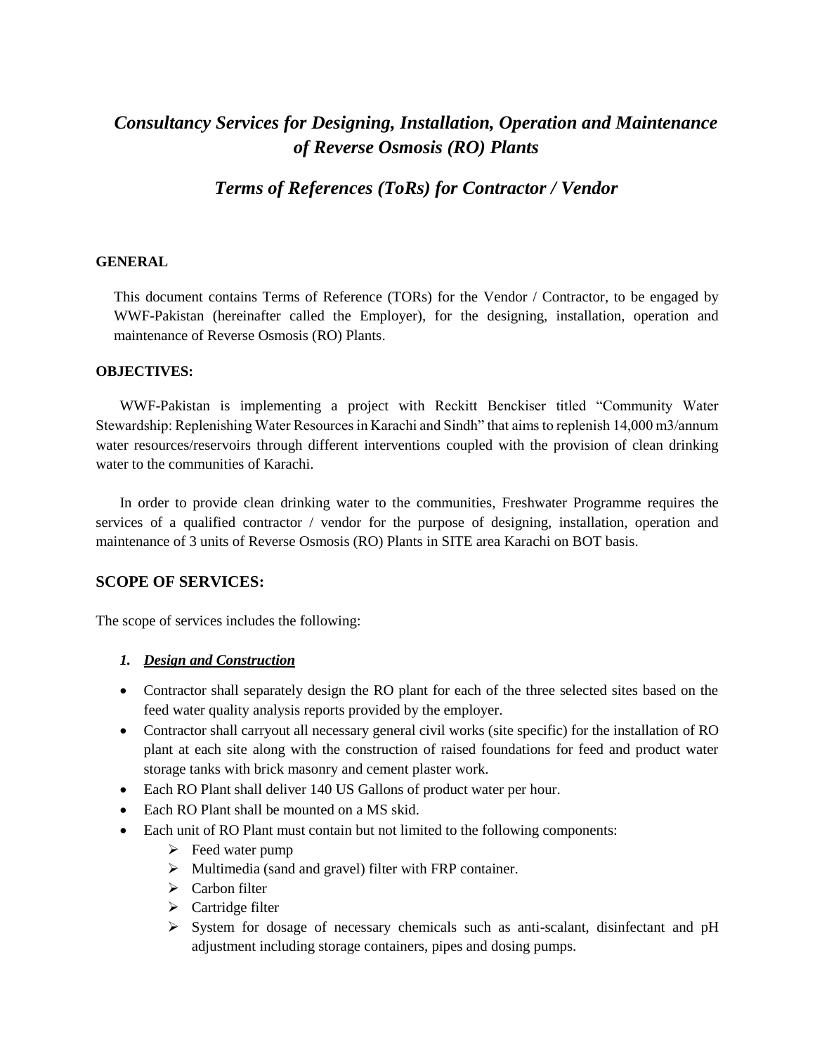# *Consultancy Services for Designing, Installation, Operation and Maintenance of Reverse Osmosis (RO) Plants*

## *Terms of References (ToRs) for Contractor / Vendor*

**GENERAL**

This document contains Terms of Reference (TORs) for the Vendor / Contractor, to be engaged by WWF-Pakistan (hereinafter called the Employer), for the designing, installation, operation and maintenance of Reverse Osmosis (RO) Plants.

**OBJECTIVES:**

WWF-Pakistan is implementing a project with Reckitt Benckiser titled "Community Water Stewardship: Replenishing Water Resources in Karachi and Sindh" that aims to replenish 14,000 m3/annum water resources/reservoirs through different interventions coupled with the provision of clean drinking water to the communities of Karachi.

In order to provide clean drinking water to the communities, Freshwater Programme requires the services of a qualified contractor / vendor for the purpose of designing, installation, operation and maintenance of 3 units of Reverse Osmosis (RO) Plants in SITE area Karachi on BOT basis.

## SCOPE OF SERVICES:

The scope of services includes the following:

1. ***Design and Construction***

- Contractor shall separately design the RO plant for each of the three selected sites based on the feed water quality analysis reports provided by the employer.
- Contractor shall carryout all necessary general civil works (site specific) for the installation of RO plant at each site along with the construction of raised foundations for feed and product water storage tanks with brick masonry and cement plaster work.
- Each RO Plant shall deliver 140 US Gallons of product water per hour.
- Each RO Plant shall be mounted on a MS skid.
- Each unit of RO Plant must contain but not limited to the following components:
  - Feed water pump
  - Multimedia (sand and gravel) filter with FRP container.
  - Carbon filter
  - Cartridge filter
  - System for dosage of necessary chemicals such as anti-scalant, disinfectant and pH adjustment including storage containers, pipes and dosing pumps.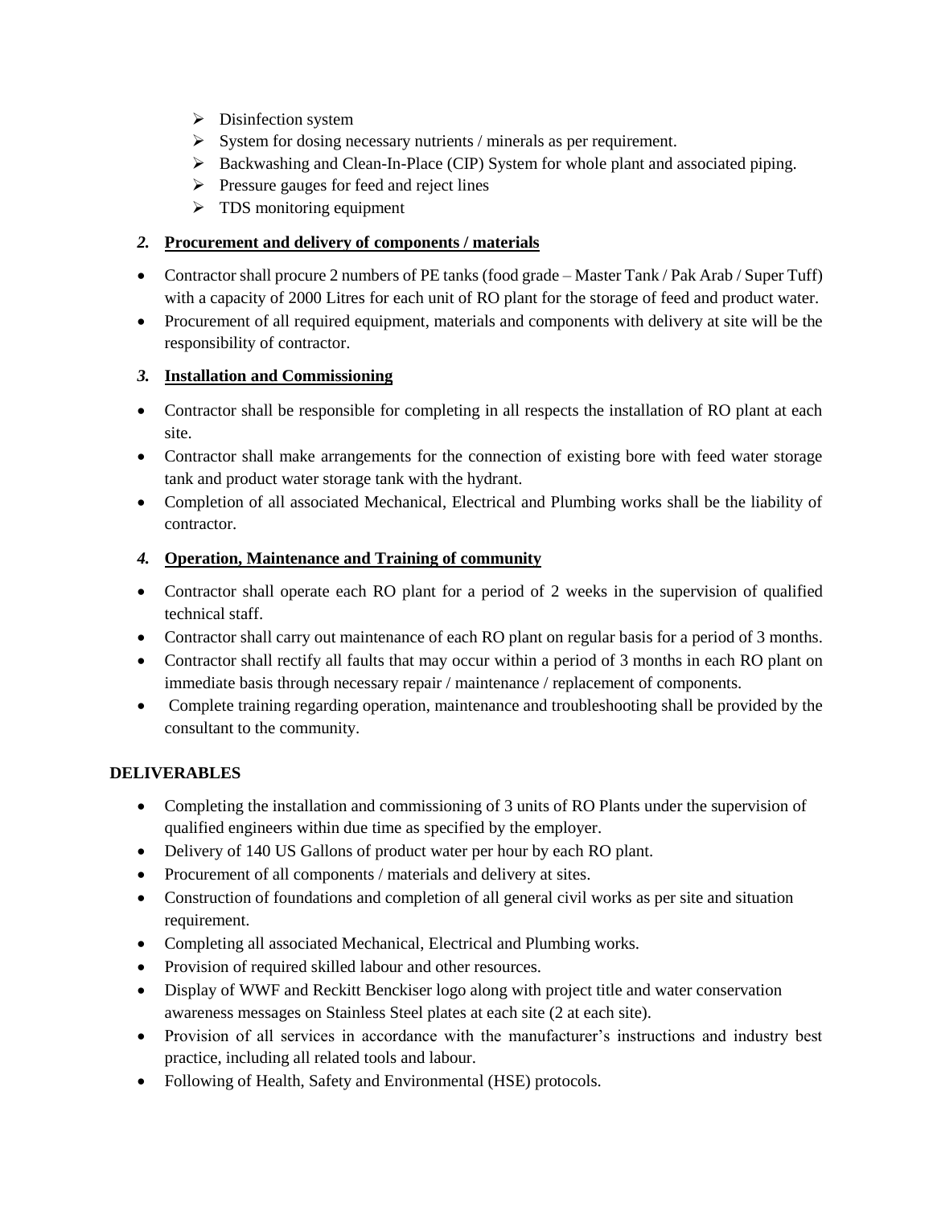- Disinfection system
- System for dosing necessary nutrients / minerals as per requirement.
- Backwashing and Clean-In-Place (CIP) System for whole plant and associated piping.
- Pressure gauges for feed and reject lines
- TDS monitoring equipment

### *2.* Procurement and delivery of components / materials

- Contractor shall procure 2 numbers of PE tanks (food grade – Master Tank / Pak Arab / Super Tuff) with a capacity of 2000 Litres for each unit of RO plant for the storage of feed and product water.
- Procurement of all required equipment, materials and components with delivery at site will be the responsibility of contractor.

### *3.* Installation and Commissioning

- Contractor shall be responsible for completing in all respects the installation of RO plant at each site.
- Contractor shall make arrangements for the connection of existing bore with feed water storage tank and product water storage tank with the hydrant.
- Completion of all associated Mechanical, Electrical and Plumbing works shall be the liability of contractor.

### *4.* Operation, Maintenance and Training of community

- Contractor shall operate each RO plant for a period of 2 weeks in the supervision of qualified technical staff.
- Contractor shall carry out maintenance of each RO plant on regular basis for a period of 3 months.
- Contractor shall rectify all faults that may occur within a period of 3 months in each RO plant on immediate basis through necessary repair / maintenance / replacement of components.
- Complete training regarding operation, maintenance and troubleshooting shall be provided by the consultant to the community.

## DELIVERABLES

- Completing the installation and commissioning of 3 units of RO Plants under the supervision of qualified engineers within due time as specified by the employer.
- Delivery of 140 US Gallons of product water per hour by each RO plant.
- Procurement of all components / materials and delivery at sites.
- Construction of foundations and completion of all general civil works as per site and situation requirement.
- Completing all associated Mechanical, Electrical and Plumbing works.
- Provision of required skilled labour and other resources.
- Display of WWF and Reckitt Benckiser logo along with project title and water conservation awareness messages on Stainless Steel plates at each site (2 at each site).
- Provision of all services in accordance with the manufacturer's instructions and industry best practice, including all related tools and labour.
- Following of Health, Safety and Environmental (HSE) protocols.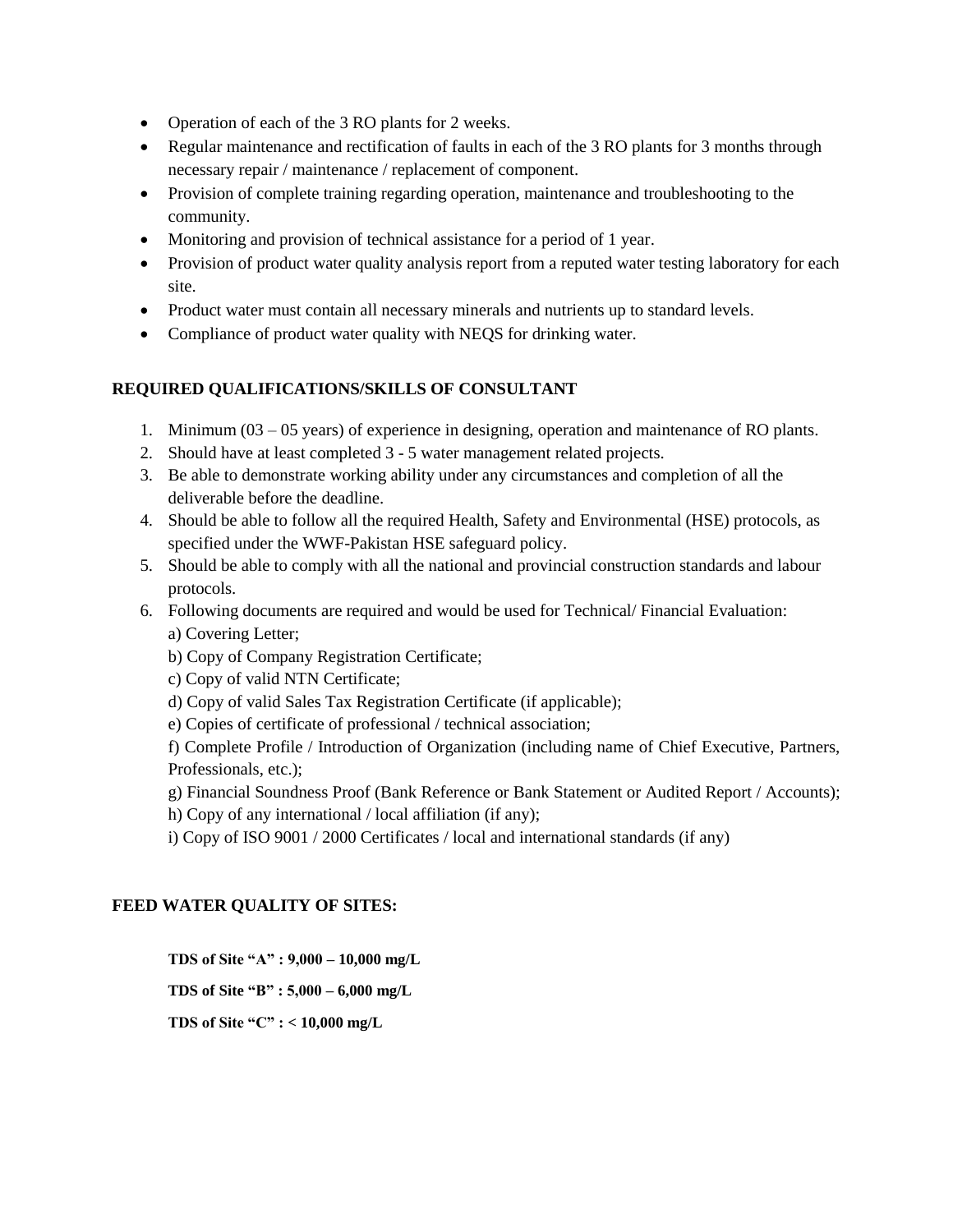- Operation of each of the 3 RO plants for 2 weeks.
- Regular maintenance and rectification of faults in each of the 3 RO plants for 3 months through necessary repair / maintenance / replacement of component.
- Provision of complete training regarding operation, maintenance and troubleshooting to the community.
- Monitoring and provision of technical assistance for a period of 1 year.
- Provision of product water quality analysis report from a reputed water testing laboratory for each site.
- Product water must contain all necessary minerals and nutrients up to standard levels.
- Compliance of product water quality with NEQS for drinking water.

## REQUIRED QUALIFICATIONS/SKILLS OF CONSULTANT

1. Minimum (03 – 05 years) of experience in designing, operation and maintenance of RO plants.
2. Should have at least completed 3 - 5 water management related projects.
3. Be able to demonstrate working ability under any circumstances and completion of all the deliverable before the deadline.
4. Should be able to follow all the required Health, Safety and Environmental (HSE) protocols, as specified under the WWF-Pakistan HSE safeguard policy.
5. Should be able to comply with all the national and provincial construction standards and labour protocols.
6. Following documents are required and would be used for Technical/ Financial Evaluation:
   a) Covering Letter;
   b) Copy of Company Registration Certificate;
   c) Copy of valid NTN Certificate;
   d) Copy of valid Sales Tax Registration Certificate (if applicable);
   e) Copies of certificate of professional / technical association;
   f) Complete Profile / Introduction of Organization (including name of Chief Executive, Partners, Professionals, etc.);
   g) Financial Soundness Proof (Bank Reference or Bank Statement or Audited Report / Accounts);
   h) Copy of any international / local affiliation (if any);
   i) Copy of ISO 9001 / 2000 Certificates / local and international standards (if any)

## FEED WATER QUALITY OF SITES:

**TDS of Site "A" : 9,000 – 10,000 mg/L**

**TDS of Site "B" : 5,000 – 6,000 mg/L**

**TDS of Site "C" : < 10,000 mg/L**